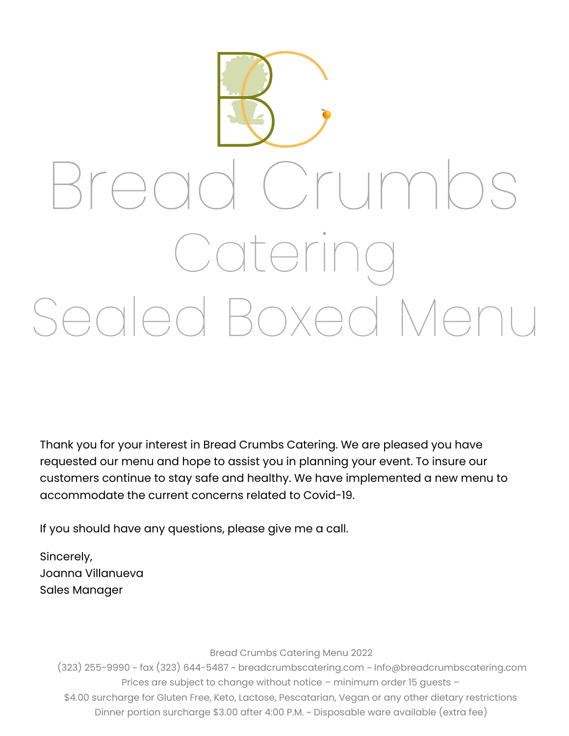# Bread Crumbs Catering

## Sealed Boxed Menu

Thank you for your interest in Bread Crumbs Catering. We are pleased you have requested our menu and hope to assist you in planning your event. To insure our customers continue to stay safe and healthy. We have implemented a new menu to accommodate the current concerns related to Covid-19.

If you should have any questions, please give me a call.

Sincerely,
Joanna Villanueva
Sales Manager

Bread Crumbs Catering Menu 2022
(323) 255-9990 ~ fax (323) 644-5487 ~ breadcrumbscatering.com ~ Info@breadcrumbscatering.com
Prices are subject to change without notice – minimum order 15 guests –
$4.00 surcharge for Gluten Free, Keto, Lactose, Pescatarian, Vegan or any other dietary restrictions
Dinner portion surcharge $3.00 after 4:00 P.M. ~ Disposable ware available (extra fee)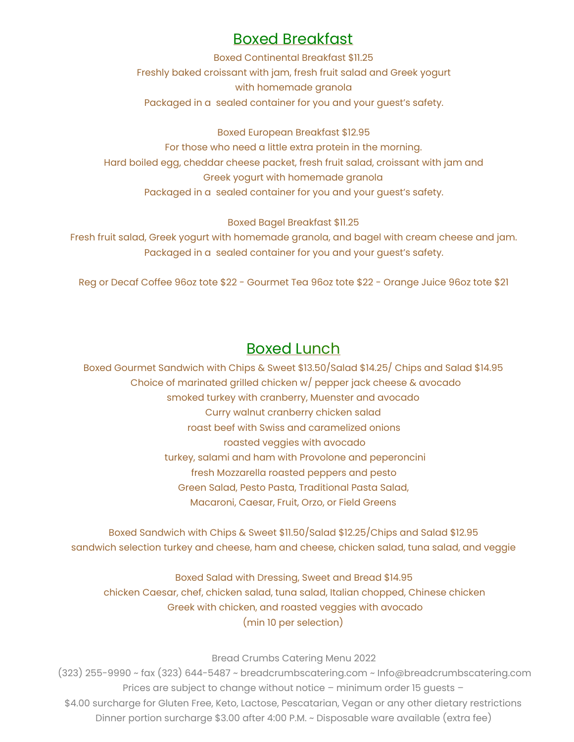## Boxed Breakfast

Boxed Continental Breakfast $11.25
Freshly baked croissant with jam, fresh fruit salad and Greek yogurt
with homemade granola
Packaged in a sealed container for you and your guest's safety.

Boxed European Breakfast $12.95
For those who need a little extra protein in the morning.
Hard boiled egg, cheddar cheese packet, fresh fruit salad, croissant with jam and
Greek yogurt with homemade granola
Packaged in a sealed container for you and your guest's safety.

Boxed Bagel Breakfast $11.25
Fresh fruit salad, Greek yogurt with homemade granola, and bagel with cream cheese and jam.
Packaged in a sealed container for you and your guest's safety.

Reg or Decaf Coffee 96oz tote $22 - Gourmet Tea 96oz tote $22 - Orange Juice 96oz tote $21

## Boxed Lunch

Boxed Gourmet Sandwich with Chips & Sweet $13.50/Salad $14.25/ Chips and Salad $14.95
Choice of marinated grilled chicken w/ pepper jack cheese & avocado
smoked turkey with cranberry, Muenster and avocado
Curry walnut cranberry chicken salad
roast beef with Swiss and caramelized onions
roasted veggies with avocado
turkey, salami and ham with Provolone and peperoncini
fresh Mozzarella roasted peppers and pesto
Green Salad, Pesto Pasta, Traditional Pasta Salad,
Macaroni, Caesar, Fruit, Orzo, or Field Greens

Boxed Sandwich with Chips & Sweet $11.50/Salad $12.25/Chips and Salad $12.95
sandwich selection turkey and cheese, ham and cheese, chicken salad, tuna salad, and veggie

Boxed Salad with Dressing, Sweet and Bread $14.95
chicken Caesar, chef, chicken salad, tuna salad, Italian chopped, Chinese chicken
Greek with chicken, and roasted veggies with avocado
(min 10 per selection)

Bread Crumbs Catering Menu 2022
(323) 255-9990 ~ fax (323) 644-5487 ~ breadcrumbscatering.com ~ Info@breadcrumbscatering.com
Prices are subject to change without notice – minimum order 15 guests –
$4.00 surcharge for Gluten Free, Keto, Lactose, Pescatarian, Vegan or any other dietary restrictions
Dinner portion surcharge $3.00 after 4:00 P.M. ~ Disposable ware available (extra fee)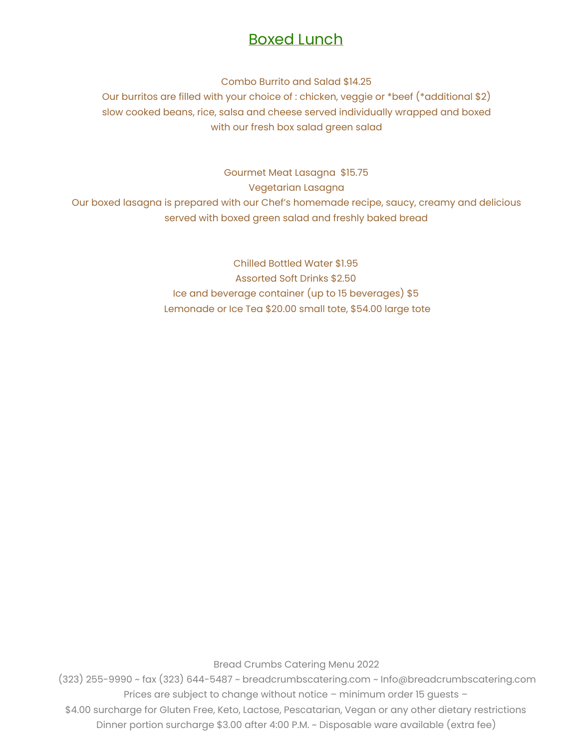# Boxed Lunch

Combo Burrito and Salad $14.25

Our burritos are filled with your choice of : chicken, veggie or *beef (*additional $2) slow cooked beans, rice, salsa and cheese served individually wrapped and boxed with our fresh box salad green salad

Gourmet Meat Lasagna $15.75

Vegetarian Lasagna

Our boxed lasagna is prepared with our Chef's homemade recipe, saucy, creamy and delicious served with boxed green salad and freshly baked bread

Chilled Bottled Water $1.95

Assorted Soft Drinks $2.50

Ice and beverage container (up to 15 beverages) $5

Lemonade or Ice Tea $20.00 small tote, $54.00 large tote